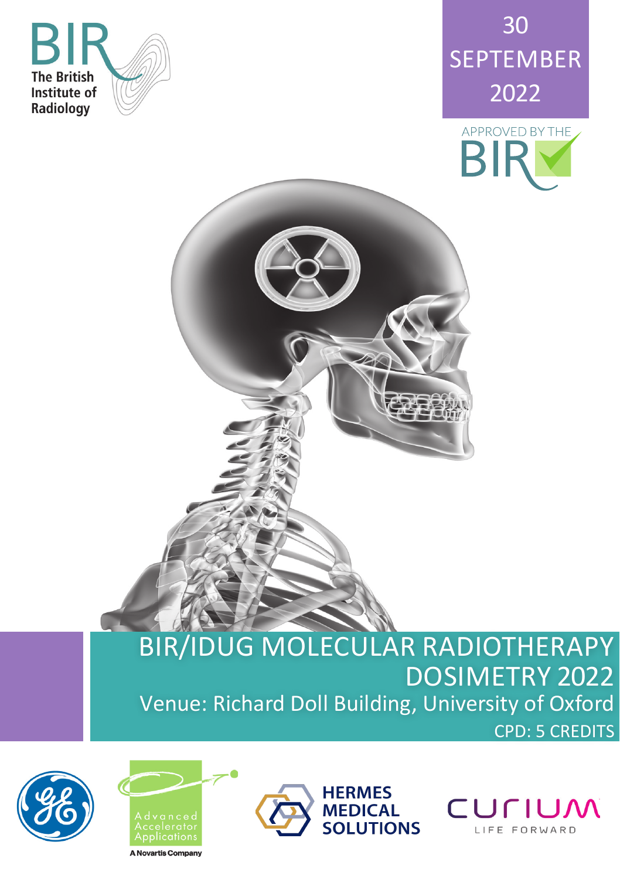BIR

The British Institute of Radiology

30 SEPTEMBER 2022

APPROVED BY THE BIR

# BIR/IDUG MOLECULAR RADIOTHERAPY DOSIMETRY 2022

Venue: Richard Doll Building, University of Oxford

CPD: 5 CREDITS

Advanced Accelerator Applications
A Novartis Company

HERMES MEDICAL SOLUTIONS

CURIUM
LIFE FORWARD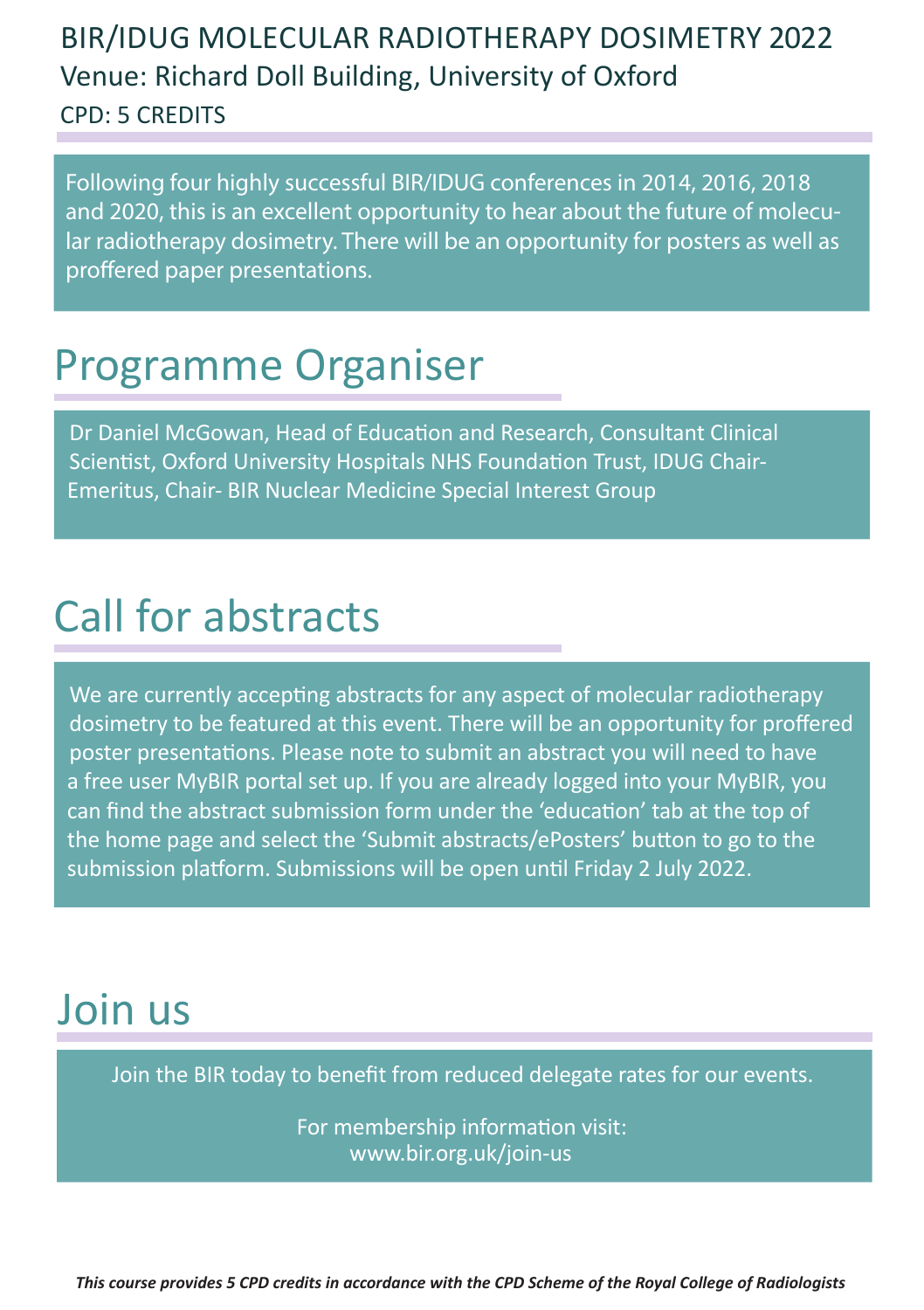# BIR/IDUG MOLECULAR RADIOTHERAPY DOSIMETRY 2022

Venue: Richard Doll Building, University of Oxford

CPD: 5 CREDITS

Following four highly successful BIR/IDUG conferences in 2014, 2016, 2018 and 2020, this is an excellent opportunity to hear about the future of molecular radiotherapy dosimetry. There will be an opportunity for posters as well as proffered paper presentations.

## Programme Organiser

Dr Daniel McGowan, Head of Education and Research, Consultant Clinical Scientist, Oxford University Hospitals NHS Foundation Trust, IDUG Chair-Emeritus, Chair- BIR Nuclear Medicine Special Interest Group

## Call for abstracts

We are currently accepting abstracts for any aspect of molecular radiotherapy dosimetry to be featured at this event. There will be an opportunity for proffered poster presentations. Please note to submit an abstract you will need to have a free user MyBIR portal set up. If you are already logged into your MyBIR, you can find the abstract submission form under the 'education' tab at the top of the home page and select the 'Submit abstracts/ePosters' button to go to the submission platform. Submissions will be open until Friday 2 July 2022.

## Join us

Join the BIR today to benefit from reduced delegate rates for our events.

For membership information visit:
www.bir.org.uk/join-us

***This course provides 5 CPD credits in accordance with the CPD Scheme of the Royal College of Radiologists***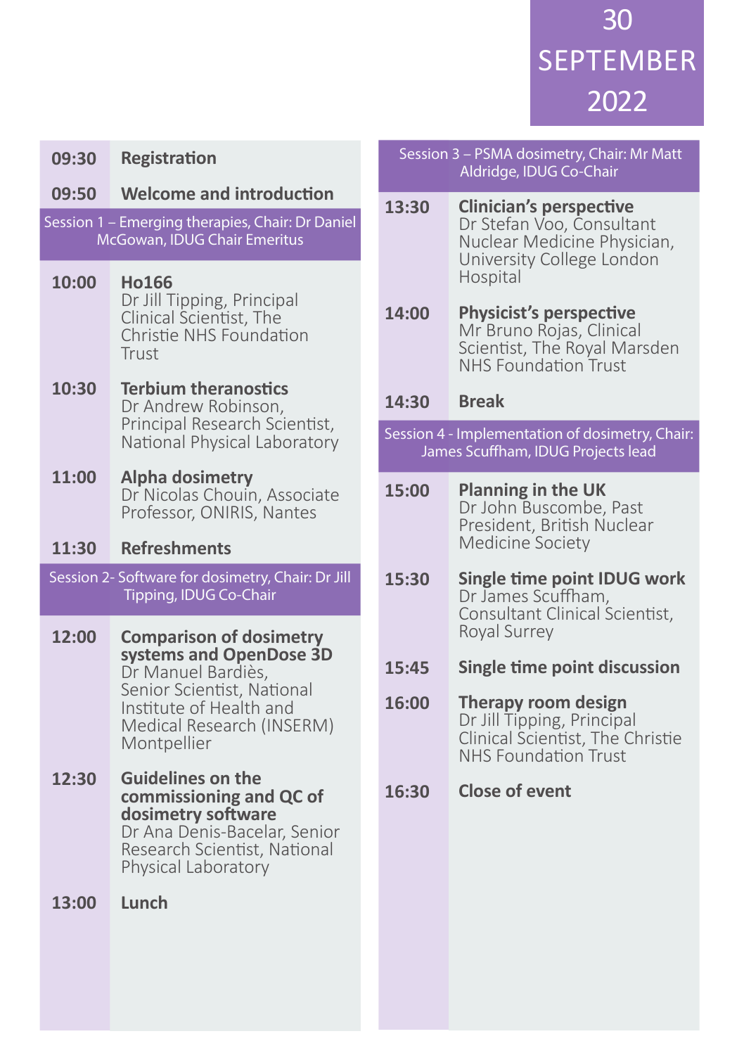# 30 SEPTEMBER 2022

**09:30** **Registration**

**09:50** **Welcome and introduction**

## Session 1 – Emerging therapies, Chair: Dr Daniel McGowan, IDUG Chair Emeritus

**10:00** **Ho166**
Dr Jill Tipping, Principal Clinical Scientist, The Christie NHS Foundation Trust

**10:30** **Terbium theranostics**
Dr Andrew Robinson, Principal Research Scientist, National Physical Laboratory

**11:00** **Alpha dosimetry**
Dr Nicolas Chouin, Associate Professor, ONIRIS, Nantes

**11:30** **Refreshments**

## Session 2- Software for dosimetry, Chair: Dr Jill Tipping, IDUG Co-Chair

**12:00** **Comparison of dosimetry systems and OpenDose 3D**
Dr Manuel Bardiès, Senior Scientist, National Institute of Health and Medical Research (INSERM) Montpellier

**12:30** **Guidelines on the commissioning and QC of dosimetry software**
Dr Ana Denis-Bacelar, Senior Research Scientist, National Physical Laboratory

**13:00** **Lunch**

## Session 3 – PSMA dosimetry, Chair: Mr Matt Aldridge, IDUG Co-Chair

**13:30** **Clinician's perspective**
Dr Stefan Voo, Consultant Nuclear Medicine Physician, University College London Hospital

**14:00** **Physicist's perspective**
Mr Bruno Rojas, Clinical Scientist, The Royal Marsden NHS Foundation Trust

**14:30** **Break**

## Session 4 - Implementation of dosimetry, Chair: James Scuffham, IDUG Projects lead

**15:00** **Planning in the UK**
Dr John Buscombe, Past President, British Nuclear Medicine Society

**15:30** **Single time point IDUG work**
Dr James Scuffham, Consultant Clinical Scientist, Royal Surrey

**15:45** **Single time point discussion**

**16:00** **Therapy room design**
Dr Jill Tipping, Principal Clinical Scientist, The Christie NHS Foundation Trust

**16:30** **Close of event**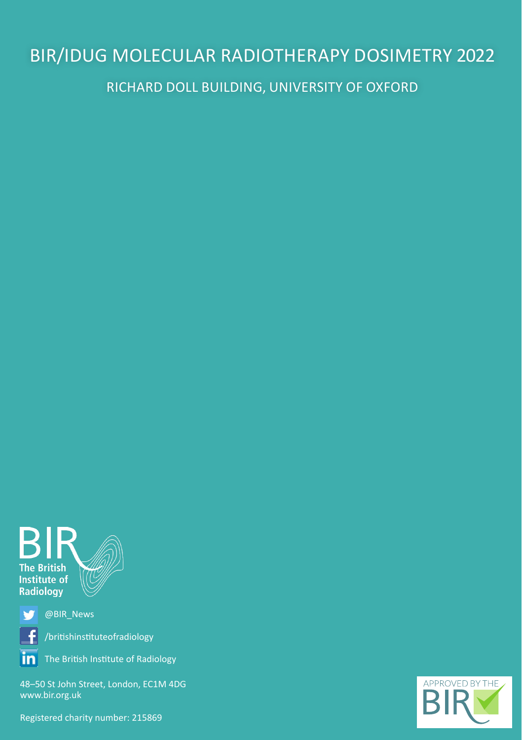# BIR/IDUG MOLECULAR RADIOTHERAPY DOSIMETRY 2022

## RICHARD DOLL BUILDING, UNIVERSITY OF OXFORD

BIR
The British Institute of Radiology

@BIR_News

/britishinstituteofradiology

The British Institute of Radiology

48–50 St John Street, London, EC1M 4DG
www.bir.org.uk

Registered charity number: 215869

APPROVED BY THE BIR